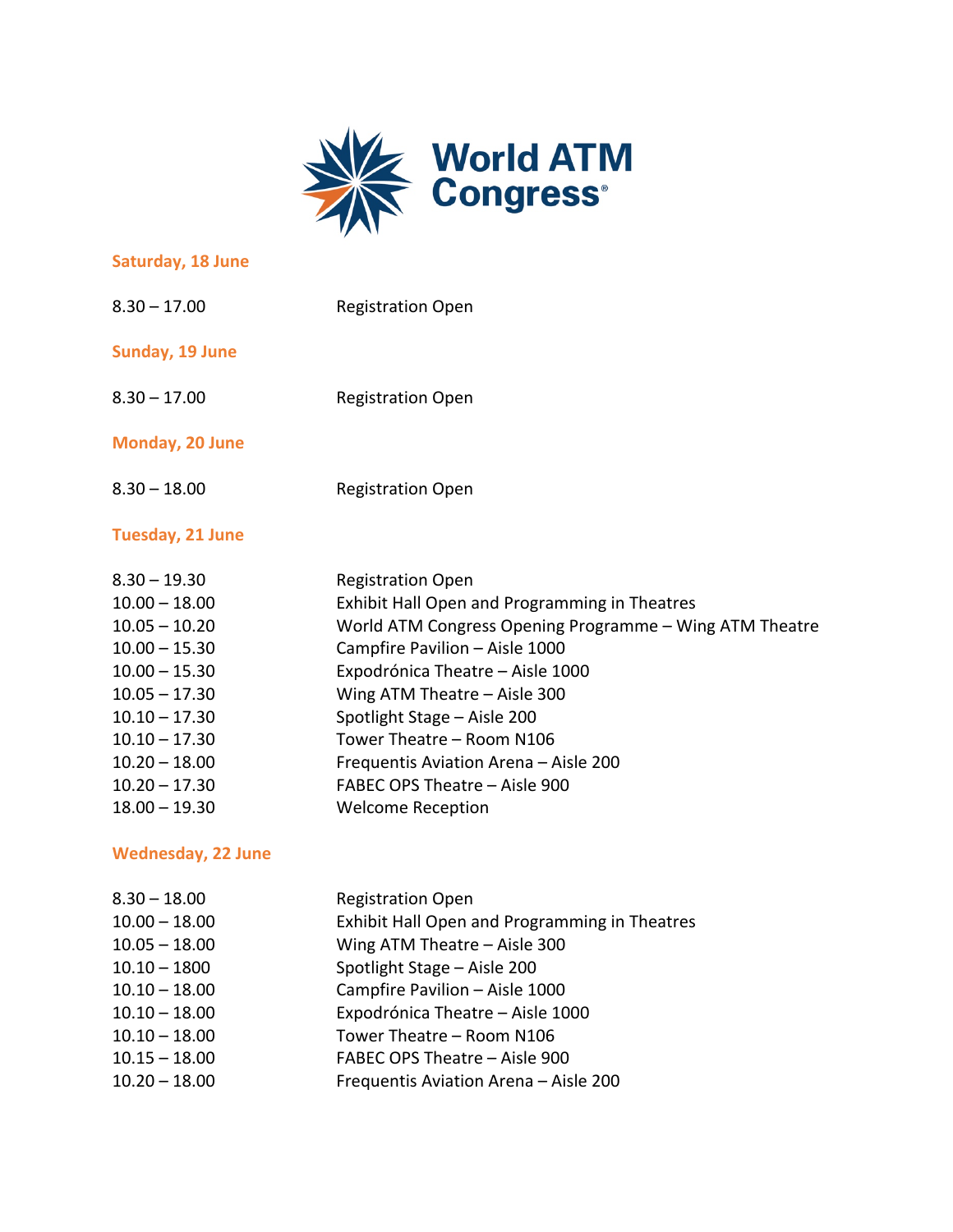# World ATM Congress

## Saturday, 18 June

| | |
|---|---|
| 8.30 – 17.00 | Registration Open |

## Sunday, 19 June

| | |
|---|---|
| 8.30 – 17.00 | Registration Open |

## Monday, 20 June

| | |
|---|---|
| 8.30 – 18.00 | Registration Open |

## Tuesday, 21 June

| | |
|---|---|
| 8.30 – 19.30 | Registration Open |
| 10.00 – 18.00 | Exhibit Hall Open and Programming in Theatres |
| 10.05 – 10.20 | World ATM Congress Opening Programme – Wing ATM Theatre |
| 10.00 – 15.30 | Campfire Pavilion – Aisle 1000 |
| 10.00 – 15.30 | Expodrónica Theatre – Aisle 1000 |
| 10.05 – 17.30 | Wing ATM Theatre – Aisle 300 |
| 10.10 – 17.30 | Spotlight Stage – Aisle 200 |
| 10.10 – 17.30 | Tower Theatre – Room N106 |
| 10.20 – 18.00 | Frequentis Aviation Arena – Aisle 200 |
| 10.20 – 17.30 | FABEC OPS Theatre – Aisle 900 |
| 18.00 – 19.30 | Welcome Reception |

## Wednesday, 22 June

| | |
|---|---|
| 8.30 – 18.00 | Registration Open |
| 10.00 – 18.00 | Exhibit Hall Open and Programming in Theatres |
| 10.05 – 18.00 | Wing ATM Theatre – Aisle 300 |
| 10.10 – 1800 | Spotlight Stage – Aisle 200 |
| 10.10 – 18.00 | Campfire Pavilion – Aisle 1000 |
| 10.10 – 18.00 | Expodrónica Theatre – Aisle 1000 |
| 10.10 – 18.00 | Tower Theatre – Room N106 |
| 10.15 – 18.00 | FABEC OPS Theatre – Aisle 900 |
| 10.20 – 18.00 | Frequentis Aviation Arena – Aisle 200 |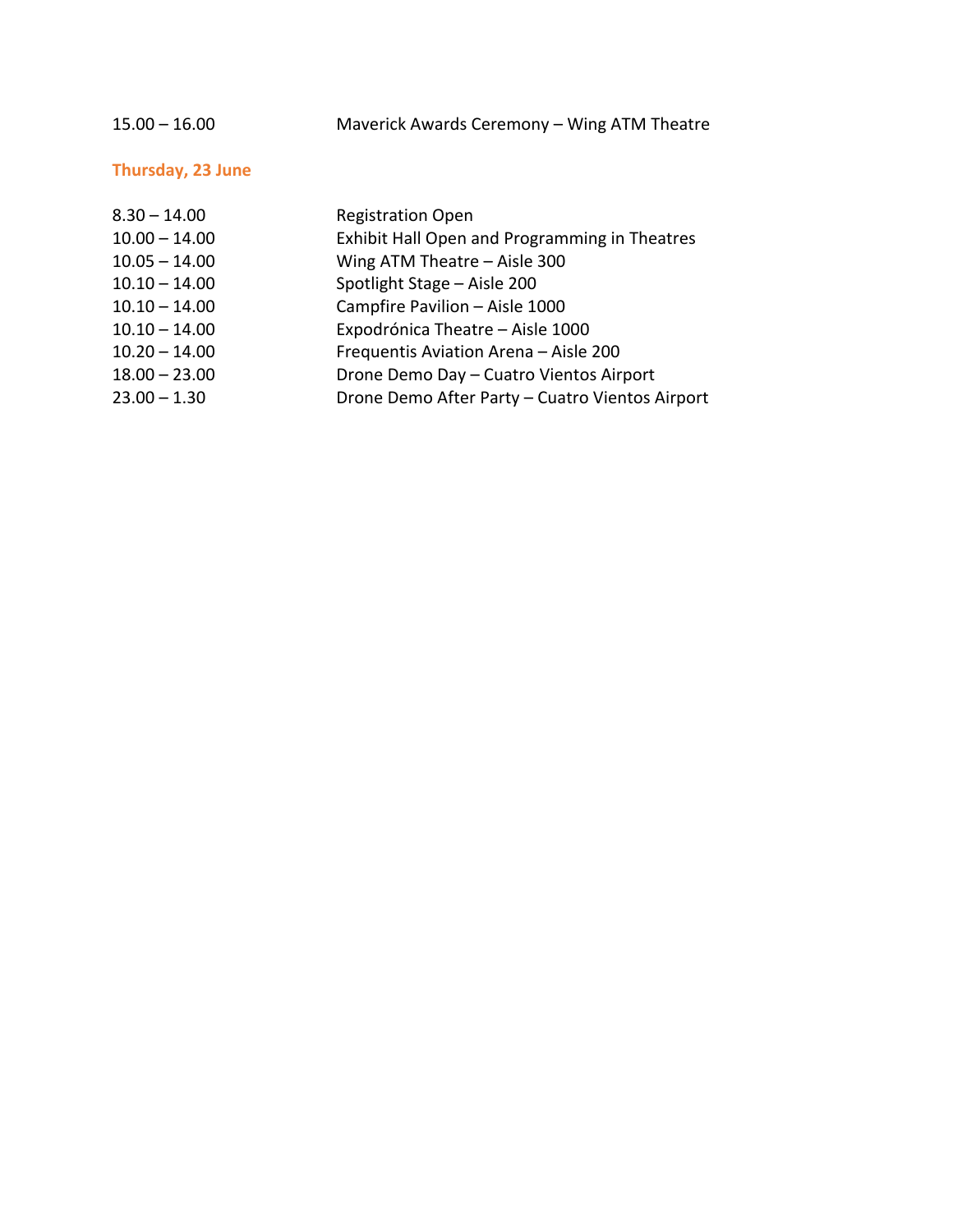| | |
|---|---|
| 15.00 – 16.00 | Maverick Awards Ceremony – Wing ATM Theatre |

## Thursday, 23 June

| | |
|---|---|
| 8.30 – 14.00 | Registration Open |
| 10.00 – 14.00 | Exhibit Hall Open and Programming in Theatres |
| 10.05 – 14.00 | Wing ATM Theatre – Aisle 300 |
| 10.10 – 14.00 | Spotlight Stage – Aisle 200 |
| 10.10 – 14.00 | Campfire Pavilion – Aisle 1000 |
| 10.10 – 14.00 | Expodrónica Theatre – Aisle 1000 |
| 10.20 – 14.00 | Frequentis Aviation Arena – Aisle 200 |
| 18.00 – 23.00 | Drone Demo Day – Cuatro Vientos Airport |
| 23.00 – 1.30 | Drone Demo After Party – Cuatro Vientos Airport |